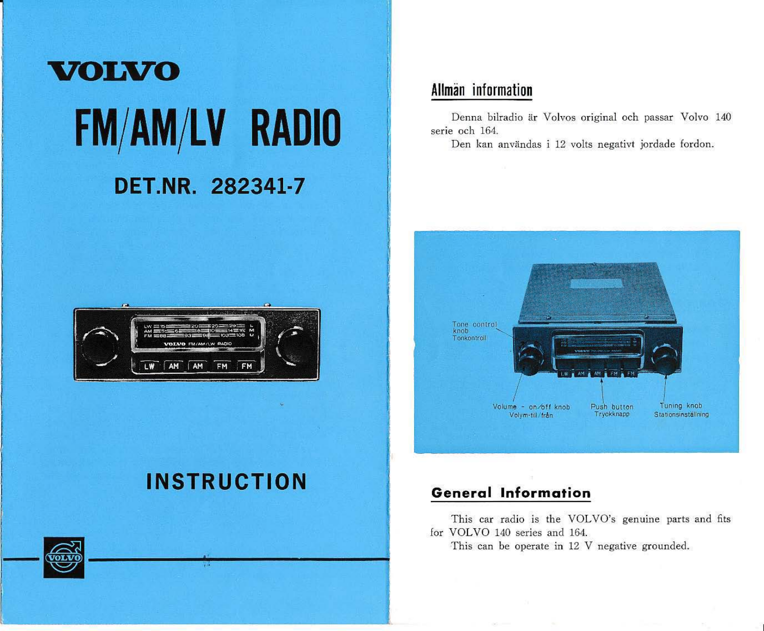# VOLVO

# FM/AM/LV RADIO

## DET.NR. 282341-7

## INSTRUCTION

## Allmän information

Denna bilradio är Volvos original och passar Volvo 140 serie och 164.

Den kan användas i 12 volts negativt jordade fordon.

Tone control knob
Tonkontroll

Volume - on/off knob
Volym-till/från

Push button
Tryckknapp

Tuning knob
Stationsinställning

## General Information

This car radio is the VOLVO's genuine parts and fits for VOLVO 140 series and 164.

This can be operate in 12 V negative grounded.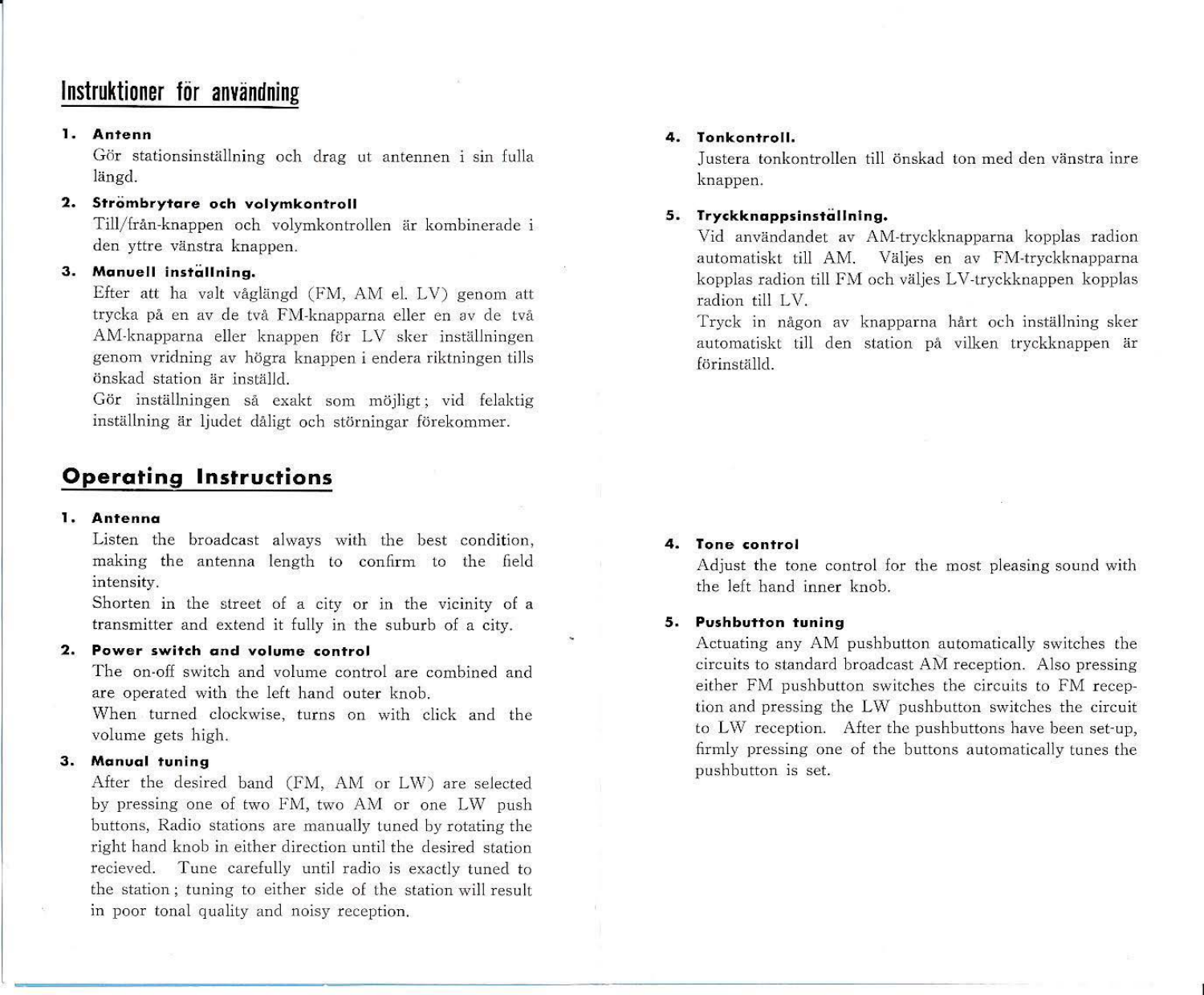# Instruktioner för användning

**1. Antenn**

Gör stationsinställning och drag ut antennen i sin fulla längd.

**2. Strömbrytare och volymkontroll**

Till/från-knappen och volymkontrollen är kombinerade i den yttre vänstra knappen.

**3. Manuell inställning.**

Efter att ha valt våglängd (FM, AM el. LV) genom att trycka på en av de två FM-knapparna eller en av de två AM-knapparna eller knappen för LV sker inställningen genom vridning av högra knappen i endera riktningen tills önskad station är inställd.

Gör inställningen så exakt som möjligt; vid felaktig inställning är ljudet dåligt och störningar förekommer.

**4. Tonkontroll.**

Justera tonkontrollen till önskad ton med den vänstra inre knappen.

**5. Tryckknappsinställning.**

Vid användandet av AM-tryckknapparna kopplas radion automatiskt till AM. Väljes en av FM-tryckknapparna kopplas radion till FM och väljes LV-tryckknappen kopplas radion till LV.

Tryck in någon av knapparna hårt och inställning sker automatiskt till den station på vilken tryckknappen är förinställd.

# Operating Instructions

**1. Antenna**

Listen the broadcast always with the best condition, making the antenna length to confirm to the field intensity.

Shorten in the street of a city or in the vicinity of a transmitter and extend it fully in the suburb of a city.

**2. Power switch and volume control**

The on-off switch and volume control are combined and are operated with the left hand outer knob.

When turned clockwise, turns on with click and the volume gets high.

**3. Manual tuning**

After the desired band (FM, AM or LW) are selected by pressing one of two FM, two AM or one LW push buttons, Radio stations are manually tuned by rotating the right hand knob in either direction until the desired station recieved. Tune carefully until radio is exactly tuned to the station; tuning to either side of the station will result in poor tonal quality and noisy reception.

**4. Tone control**

Adjust the tone control for the most pleasing sound with the left hand inner knob.

**5. Pushbutton tuning**

Actuating any AM pushbutton automatically switches the circuits to standard broadcast AM reception. Also pressing either FM pushbutton switches the circuits to FM reception and pressing the LW pushbutton switches the circuit to LW reception. After the pushbuttons have been set-up, firmly pressing one of the buttons automatically tunes the pushbutton is set.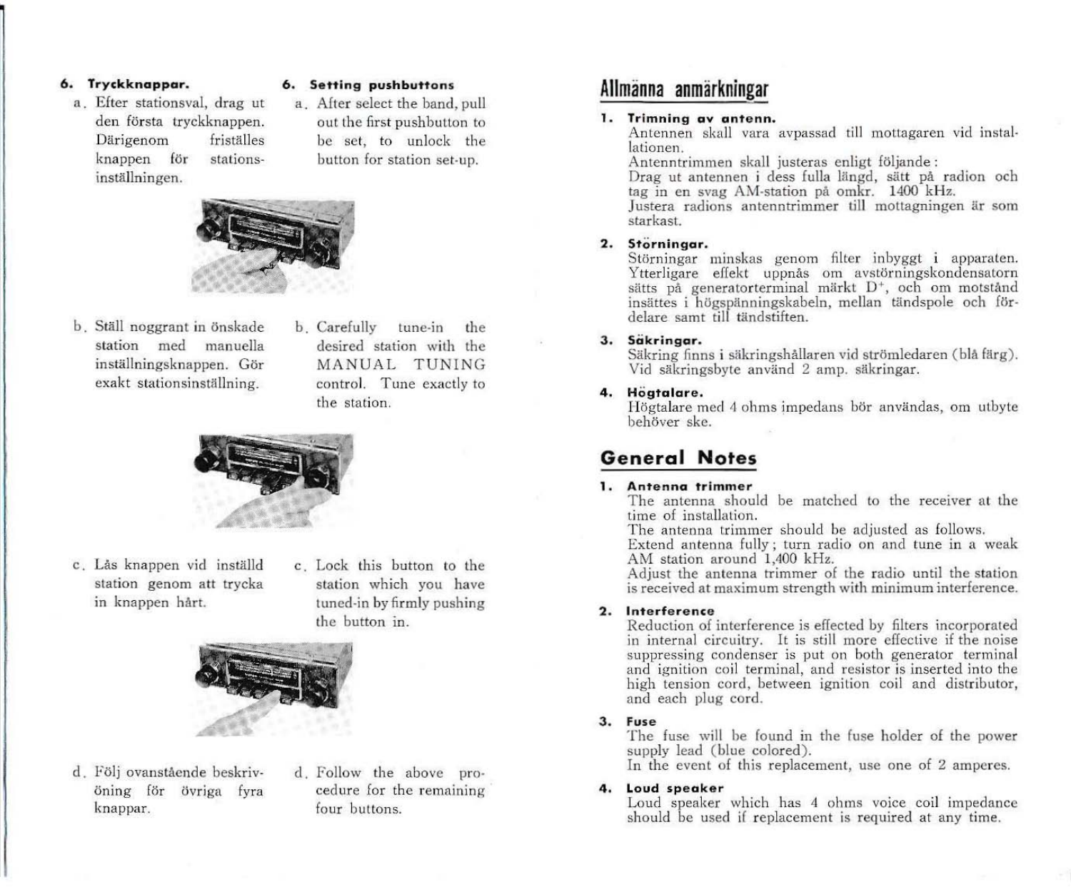### 6. Tryckknappar.

a. Efter stationsval, drag ut den första tryckknappen. Därigenom friställes knappen för stations-inställningen.

b. Ställ noggrant in önskade station med manuella inställningsknappen. Gör exakt stationsinställning.

c. Lås knappen vid inställd station genom att trycka in knappen hårt.

d. Följ ovanstående beskrivning för övriga fyra knappar.

### 6. Setting pushbuttons

a. After select the band, pull out the first pushbutton to be set, to unlock the button for station set-up.

b. Carefully tune-in the desired station with the MANUAL TUNING control. Tune exactly to the station.

c. Lock this button to the station which you have tuned-in by firmly pushing the button in.

d. Follow the above procedure for the remaining four buttons.

## Allmänna anmärkningar

**1. Trimning av antenn.**
Antennen skall vara avpassad till mottagaren vid installationen.
Antenntrimmen skall justeras enligt följande:
Drag ut antennen i dess fulla längd, sätt på radion och tag in en svag AM-station på omkr. 1400 kHz.
Justera radions antenntrimmer till mottagningen är som starkast.

**2. Störningar.**
Störningar minskas genom filter inbyggt i apparaten. Ytterligare effekt uppnås om avstörningskondensatorn sätts på generatorterminal märkt D+, och om motstånd insättes i högspänningskabeln, mellan tändspole och fördelare samt till tändstiften.

**3. Säkringar.**
Säkring finns i säkringshållaren vid strömledaren (blå färg). Vid säkringsbyte använd 2 amp. säkringar.

**4. Högtalare.**
Högtalare med 4 ohms impedans bör användas, om utbyte behöver ske.

## General Notes

**1. Antenna trimmer**
The antenna should be matched to the receiver at the time of installation.
The antenna trimmer should be adjusted as follows.
Extend antenna fully; turn radio on and tune in a weak AM station around 1,400 kHz.
Adjust the antenna trimmer of the radio until the station is received at maximum strength with minimum interference.

**2. Interference**
Reduction of interference is effected by filters incorporated in internal circuitry. It is still more effective if the noise suppressing condenser is put on both generator terminal and ignition coil terminal, and resistor is inserted into the high tension cord, between ignition coil and distributor, and each plug cord.

**3. Fuse**
The fuse will be found in the fuse holder of the power supply lead (blue colored).
In the event of this replacement, use one of 2 amperes.

**4. Loud speaker**
Loud speaker which has 4 ohms voice coil impedance should be used if replacement is required at any time.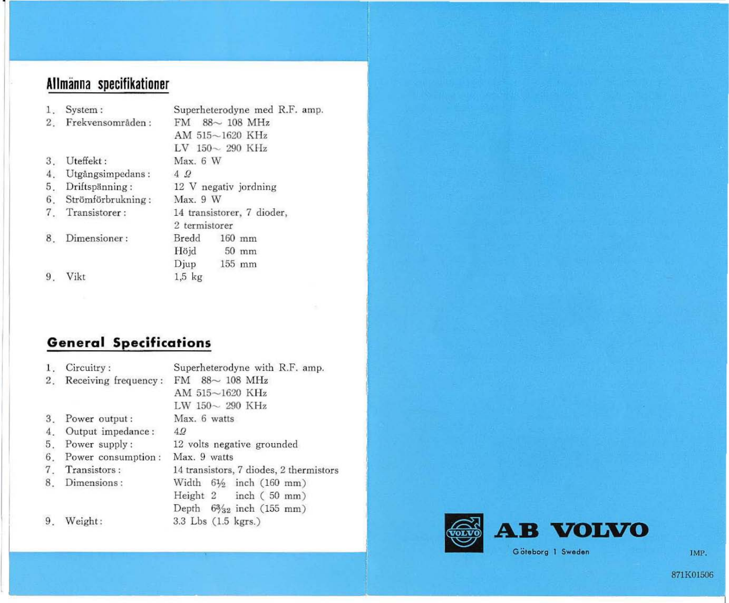## Allmänna specifikationer

| | | |
|---|---|---|
| 1. | System: | Superheterodyne med R.F. amp. |
| 2. | Frekvensområden: | FM 88～108 MHz<br>AM 515～1620 KHz<br>LV 150～290 KHz |
| 3. | Uteffekt: | Max. 6 W |
| 4. | Utgångsimpedans: | 4 Ω |
| 5. | Driftspänning: | 12 V negativ jordning |
| 6. | Strömförbrukning: | Max. 9 W |
| 7. | Transistorer: | 14 transistorer, 7 dioder, 2 termistorer |
| 8. | Dimensioner: | Bredd 160 mm<br>Höjd 50 mm<br>Djup 155 mm |
| 9. | Vikt | 1,5 kg |

## General Specifications

| | | |
|---|---|---|
| 1. | Circuitry: | Superheterodyne with R.F. amp. |
| 2. | Receiving frequency: | FM 88～108 MHz<br>AM 515～1620 KHz<br>LW 150～290 KHz |
| 3. | Power output: | Max. 6 watts |
| 4. | Output impedance: | 4Ω |
| 5. | Power supply: | 12 volts negative grounded |
| 6. | Power consumption: | Max. 9 watts |
| 7. | Transistors: | 14 transistors, 7 diodes, 2 thermistors |
| 8. | Dimensions: | Width 6½ inch (160 mm)<br>Height 2 inch (50 mm)<br>Depth 6³⁄₃₂ inch (155 mm) |
| 9. | Weight: | 3.3 Lbs (1.5 kgrs.) |

VOLVO

**AB VOLVO**

Göteborg 1 Sweden

IMP.

871K01506